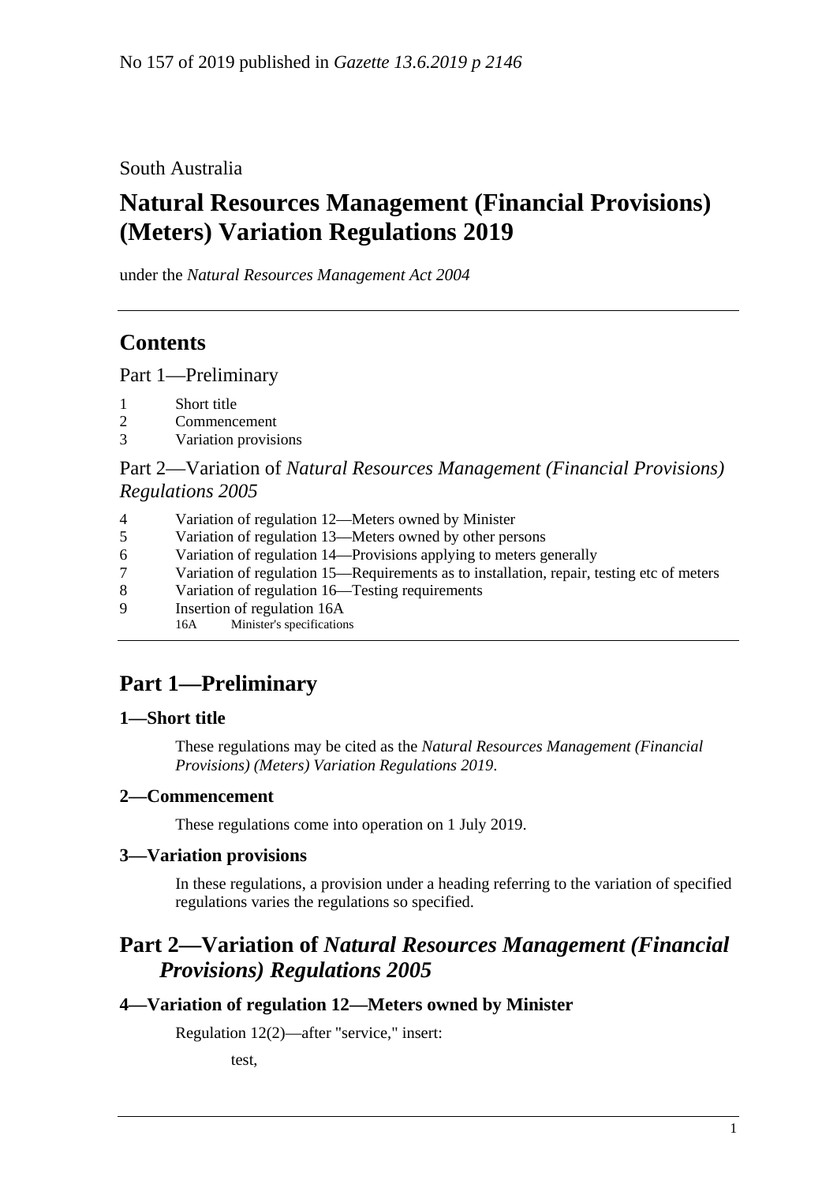No 157 of 2019 published in *Gazette 13.6.2019 p 2146*

South Australia

# Natural Resources Management (Financial Provisions) (Meters) Variation Regulations 2019

under the *Natural Resources Management Act 2004*

## Contents

Part 1—Preliminary

1 Short title
2 Commencement
3 Variation provisions

Part 2—Variation of *Natural Resources Management (Financial Provisions) Regulations 2005*

4 Variation of regulation 12—Meters owned by Minister
5 Variation of regulation 13—Meters owned by other persons
6 Variation of regulation 14—Provisions applying to meters generally
7 Variation of regulation 15—Requirements as to installation, repair, testing etc of meters
8 Variation of regulation 16—Testing requirements
9 Insertion of regulation 16A
  16A Minister's specifications

## Part 1—Preliminary

### 1—Short title

These regulations may be cited as the *Natural Resources Management (Financial Provisions) (Meters) Variation Regulations 2019*.

### 2—Commencement

These regulations come into operation on 1 July 2019.

### 3—Variation provisions

In these regulations, a provision under a heading referring to the variation of specified regulations varies the regulations so specified.

## Part 2—Variation of *Natural Resources Management (Financial Provisions) Regulations 2005*

### 4—Variation of regulation 12—Meters owned by Minister

Regulation 12(2)—after "service," insert:

test,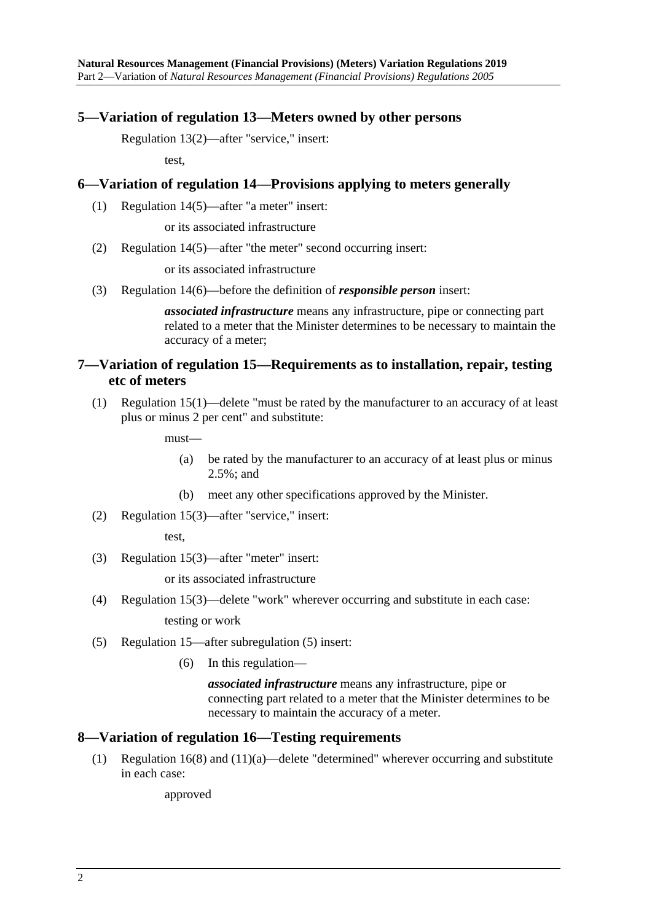## 5—Variation of regulation 13—Meters owned by other persons

Regulation 13(2)—after "service," insert:

test,

## 6—Variation of regulation 14—Provisions applying to meters generally

(1) Regulation 14(5)—after "a meter" insert:

or its associated infrastructure

(2) Regulation 14(5)—after "the meter" second occurring insert:

or its associated infrastructure

(3) Regulation 14(6)—before the definition of ***responsible person*** insert:

***associated infrastructure*** means any infrastructure, pipe or connecting part related to a meter that the Minister determines to be necessary to maintain the accuracy of a meter;

## 7—Variation of regulation 15—Requirements as to installation, repair, testing etc of meters

(1) Regulation 15(1)—delete "must be rated by the manufacturer to an accuracy of at least plus or minus 2 per cent" and substitute:

must—

(a) be rated by the manufacturer to an accuracy of at least plus or minus 2.5%; and

(b) meet any other specifications approved by the Minister.

(2) Regulation 15(3)—after "service," insert:

test,

(3) Regulation 15(3)—after "meter" insert:

or its associated infrastructure

(4) Regulation 15(3)—delete "work" wherever occurring and substitute in each case:

testing or work

(5) Regulation 15—after subregulation (5) insert:

(6) In this regulation—

***associated infrastructure*** means any infrastructure, pipe or connecting part related to a meter that the Minister determines to be necessary to maintain the accuracy of a meter.

## 8—Variation of regulation 16—Testing requirements

(1) Regulation 16(8) and (11)(a)—delete "determined" wherever occurring and substitute in each case:

approved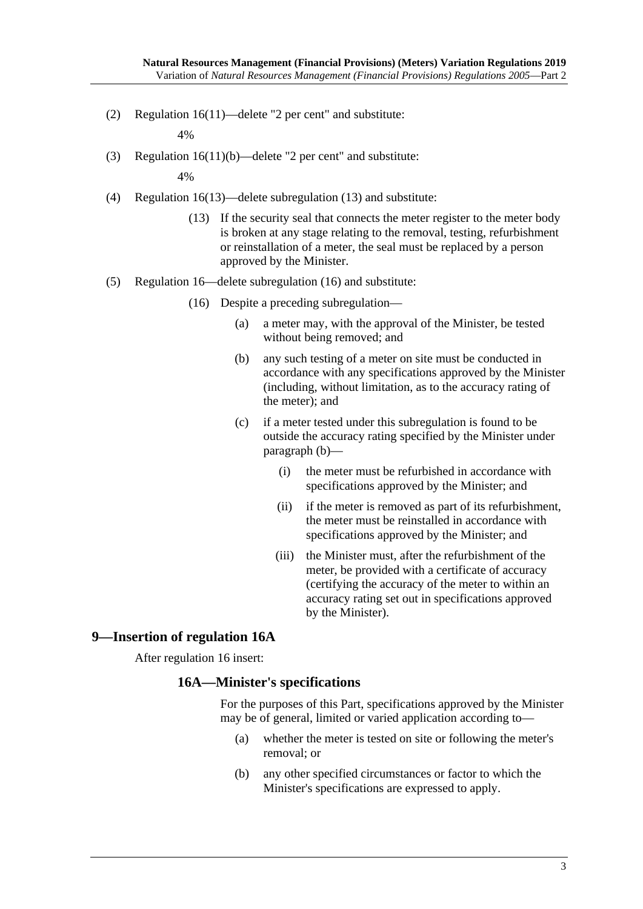(2) Regulation 16(11)—delete "2 per cent" and substitute:

4%

(3) Regulation 16(11)(b)—delete "2 per cent" and substitute:

4%

(4) Regulation 16(13)—delete subregulation (13) and substitute:

(13) If the security seal that connects the meter register to the meter body is broken at any stage relating to the removal, testing, refurbishment or reinstallation of a meter, the seal must be replaced by a person approved by the Minister.

(5) Regulation 16—delete subregulation (16) and substitute:

(16) Despite a preceding subregulation—

(a) a meter may, with the approval of the Minister, be tested without being removed; and

(b) any such testing of a meter on site must be conducted in accordance with any specifications approved by the Minister (including, without limitation, as to the accuracy rating of the meter); and

(c) if a meter tested under this subregulation is found to be outside the accuracy rating specified by the Minister under paragraph (b)—

(i) the meter must be refurbished in accordance with specifications approved by the Minister; and

(ii) if the meter is removed as part of its refurbishment, the meter must be reinstalled in accordance with specifications approved by the Minister; and

(iii) the Minister must, after the refurbishment of the meter, be provided with a certificate of accuracy (certifying the accuracy of the meter to within an accuracy rating set out in specifications approved by the Minister).

## 9—Insertion of regulation 16A

After regulation 16 insert:

### 16A—Minister's specifications

For the purposes of this Part, specifications approved by the Minister may be of general, limited or varied application according to—

(a) whether the meter is tested on site or following the meter's removal; or

(b) any other specified circumstances or factor to which the Minister's specifications are expressed to apply.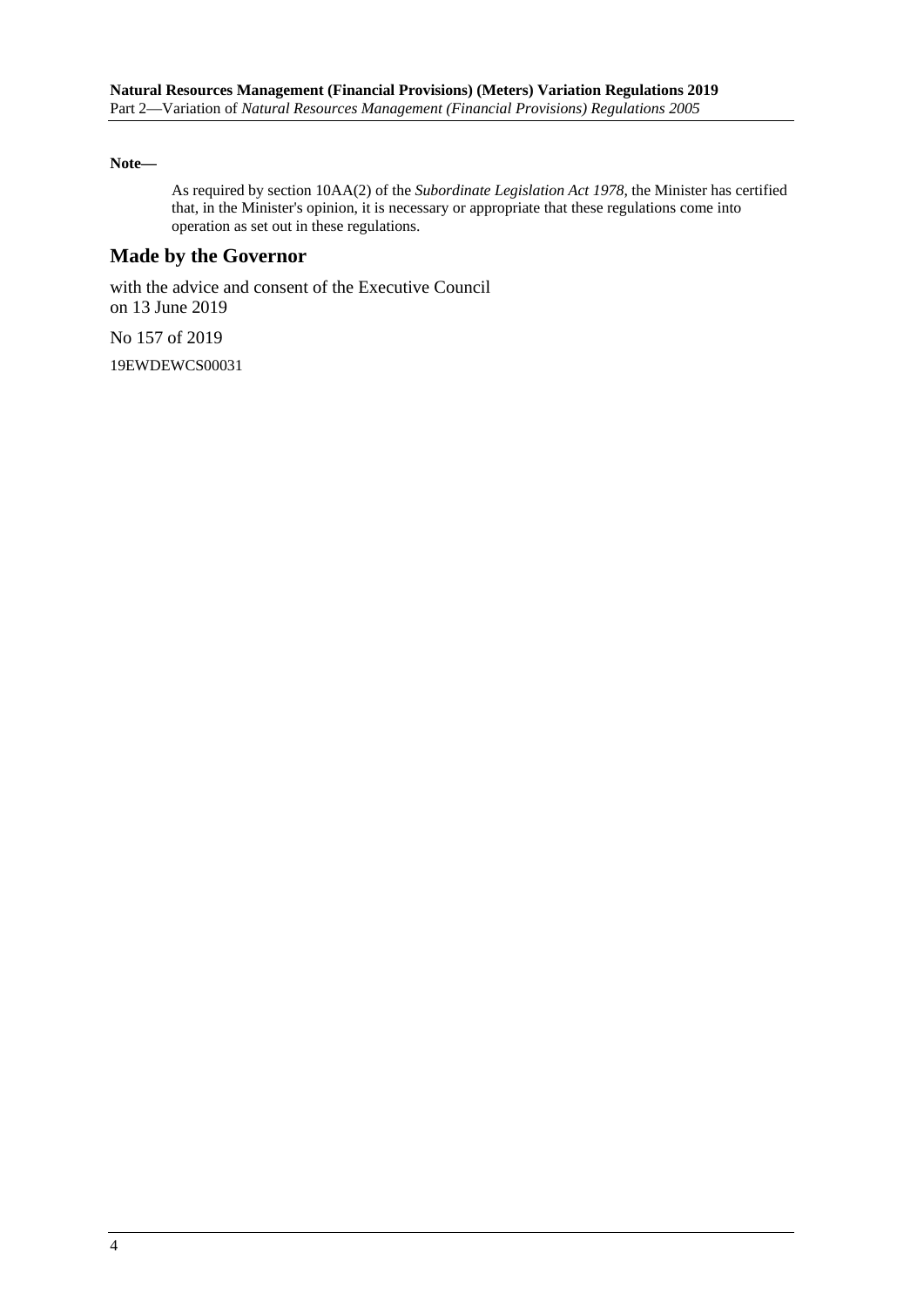**Note—**

As required by section 10AA(2) of the *Subordinate Legislation Act 1978*, the Minister has certified that, in the Minister's opinion, it is necessary or appropriate that these regulations come into operation as set out in these regulations.

## Made by the Governor

with the advice and consent of the Executive Council on 13 June 2019

No 157 of 2019

19EWDEWCS00031